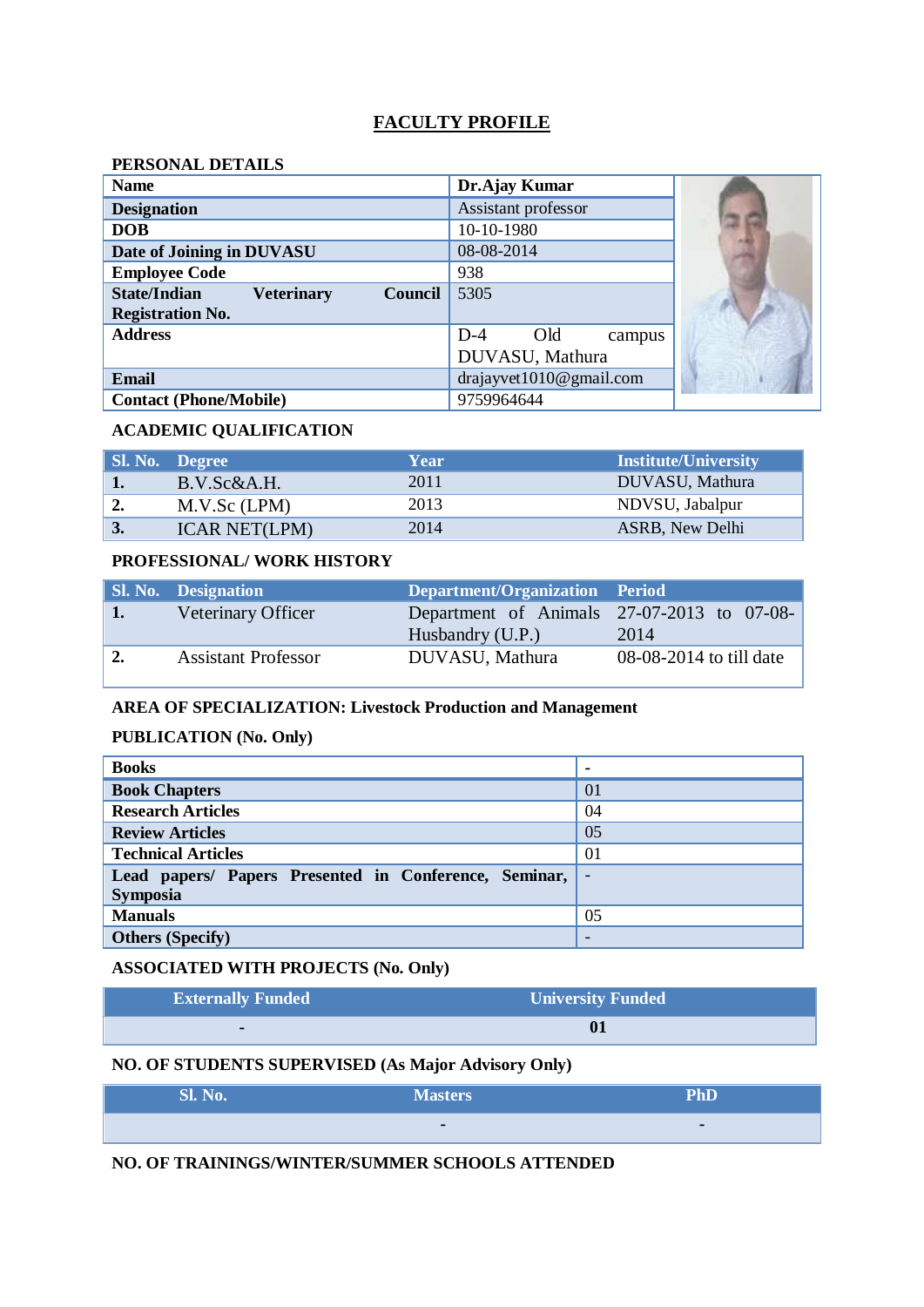# FACULTY PROFILE

## PERSONAL DETAILS

| | |
|---|---|
| **Name** | **Dr.Ajay Kumar** |
| **Designation** | Assistant professor |
| **DOB** | 10-10-1980 |
| **Date of Joining in DUVASU** | 08-08-2014 |
| **Employee Code** | 938 |
| **State/Indian Veterinary Council Registration No.** | 5305 |
| **Address** | D-4 Old campus DUVASU, Mathura |
| **Email** | drajayvet1010@gmail.com |
| **Contact (Phone/Mobile)** | 9759964644 |

## ACADEMIC QUALIFICATION

| Sl. No. | Degree | Year | Institute/University |
|---|---|---|---|
| **1.** | B.V.Sc&A.H. | 2011 | DUVASU, Mathura |
| **2.** | M.V.Sc (LPM) | 2013 | NDVSU, Jabalpur |
| **3.** | ICAR NET(LPM) | 2014 | ASRB, New Delhi |

## PROFESSIONAL/ WORK HISTORY

| Sl. No. | Designation | Department/Organization | Period |
|---|---|---|---|
| **1.** | Veterinary Officer | Department of Animals Husbandry (U.P.) | 27-07-2013 to 07-08-2014 |
| **2.** | Assistant Professor | DUVASU, Mathura | 08-08-2014 to till date |

## AREA OF SPECIALIZATION: Livestock Production and Management

## PUBLICATION (No. Only)

| | |
|---|---|
| **Books** | - |
| **Book Chapters** | 01 |
| **Research Articles** | 04 |
| **Review Articles** | 05 |
| **Technical Articles** | 01 |
| **Lead papers/ Papers Presented in Conference, Seminar, Symposia** | - |
| **Manuals** | 05 |
| **Others (Specify)** | - |

## ASSOCIATED WITH PROJECTS (No. Only)

| Externally Funded | University Funded |
|---|---|
| - | **01** |

## NO. OF STUDENTS SUPERVISED (As Major Advisory Only)

| Sl. No. | Masters | PhD |
|---|---|---|
| | - | - |

## NO. OF TRAININGS/WINTER/SUMMER SCHOOLS ATTENDED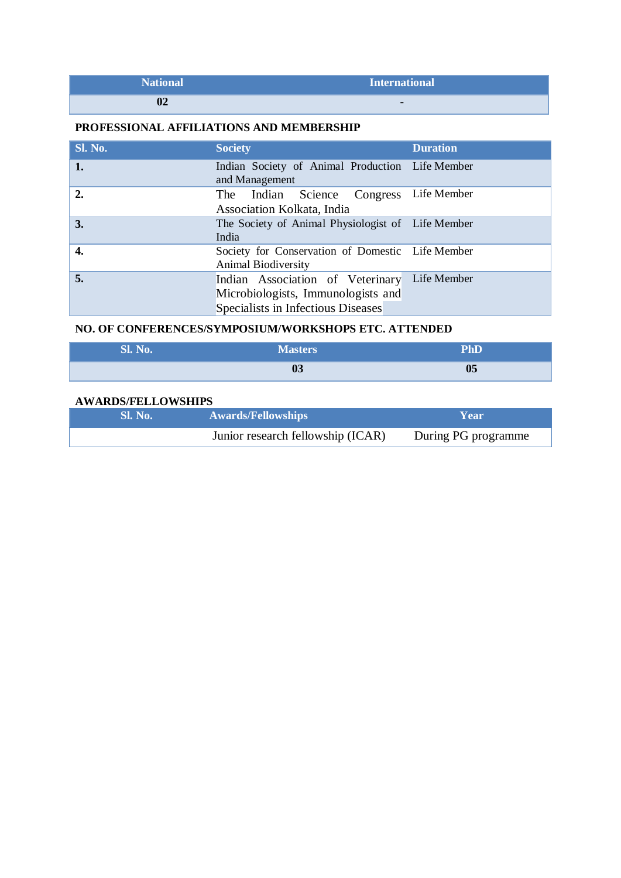| National | International |
|---|---|
| 02 | - |

## PROFESSIONAL AFFILIATIONS AND MEMBERSHIP

| Sl. No. | Society | Duration |
|---|---|---|
| 1. | Indian Society of Animal Production and Management | Life Member |
| 2. | The Indian Science Congress Association Kolkata, India | Life Member |
| 3. | The Society of Animal Physiologist of India | Life Member |
| 4. | Society for Conservation of Domestic Animal Biodiversity | Life Member |
| 5. | Indian Association of Veterinary Microbiologists, Immunologists and Specialists in Infectious Diseases | Life Member |

## NO. OF CONFERENCES/SYMPOSIUM/WORKSHOPS ETC. ATTENDED

| Sl. No. | Masters | PhD |
|---|---|---|
| | 03 | 05 |

## AWARDS/FELLOWSHIPS

| Sl. No. | Awards/Fellowships | Year |
|---|---|---|
| | Junior research fellowship (ICAR) | During PG programme |